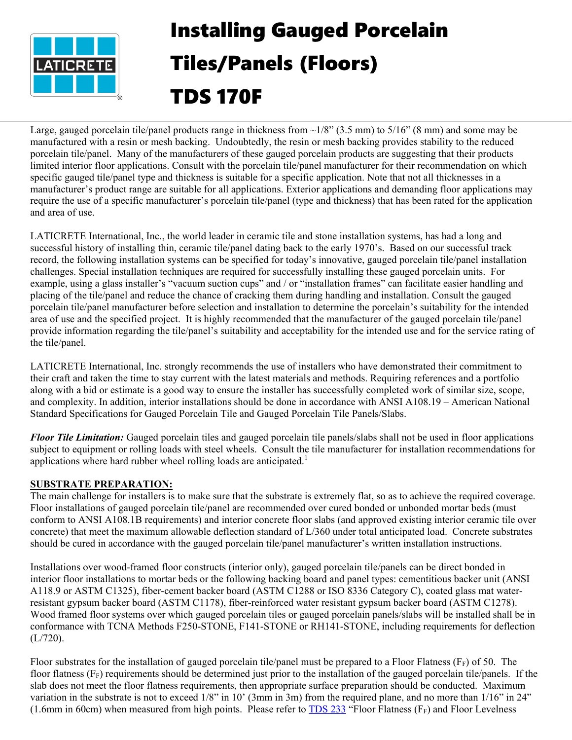# Installing Gauged Porcelain Tiles/Panels (Floors) TDS 170F

Large, gauged porcelain tile/panel products range in thickness from ~1/8" (3.5 mm) to 5/16" (8 mm) and some may be manufactured with a resin or mesh backing. Undoubtedly, the resin or mesh backing provides stability to the reduced porcelain tile/panel. Many of the manufacturers of these gauged porcelain products are suggesting that their products limited interior floor applications. Consult with the porcelain tile/panel manufacturer for their recommendation on which specific gauged tile/panel type and thickness is suitable for a specific application. Note that not all thicknesses in a manufacturer's product range are suitable for all applications. Exterior applications and demanding floor applications may require the use of a specific manufacturer's porcelain tile/panel (type and thickness) that has been rated for the application and area of use.

LATICRETE International, Inc., the world leader in ceramic tile and stone installation systems, has had a long and successful history of installing thin, ceramic tile/panel dating back to the early 1970's. Based on our successful track record, the following installation systems can be specified for today's innovative, gauged porcelain tile/panel installation challenges. Special installation techniques are required for successfully installing these gauged porcelain units. For example, using a glass installer's "vacuum suction cups" and / or "installation frames" can facilitate easier handling and placing of the tile/panel and reduce the chance of cracking them during handling and installation. Consult the gauged porcelain tile/panel manufacturer before selection and installation to determine the porcelain's suitability for the intended area of use and the specified project. It is highly recommended that the manufacturer of the gauged porcelain tile/panel provide information regarding the tile/panel's suitability and acceptability for the intended use and for the service rating of the tile/panel.

LATICRETE International, Inc. strongly recommends the use of installers who have demonstrated their commitment to their craft and taken the time to stay current with the latest materials and methods. Requiring references and a portfolio along with a bid or estimate is a good way to ensure the installer has successfully completed work of similar size, scope, and complexity. In addition, interior installations should be done in accordance with ANSI A108.19 – American National Standard Specifications for Gauged Porcelain Tile and Gauged Porcelain Tile Panels/Slabs.

***Floor Tile Limitation:*** Gauged porcelain tiles and gauged porcelain tile panels/slabs shall not be used in floor applications subject to equipment or rolling loads with steel wheels. Consult the tile manufacturer for installation recommendations for applications where hard rubber wheel rolling loads are anticipated.[1]

## SUBSTRATE PREPARATION:

The main challenge for installers is to make sure that the substrate is extremely flat, so as to achieve the required coverage. Floor installations of gauged porcelain tile/panel are recommended over cured bonded or unbonded mortar beds (must conform to ANSI A108.1B requirements) and interior concrete floor slabs (and approved existing interior ceramic tile over concrete) that meet the maximum allowable deflection standard of L/360 under total anticipated load. Concrete substrates should be cured in accordance with the gauged porcelain tile/panel manufacturer's written installation instructions.

Installations over wood-framed floor constructs (interior only), gauged porcelain tile/panels can be direct bonded in interior floor installations to mortar beds or the following backing board and panel types: cementitious backer unit (ANSI A118.9 or ASTM C1325), fiber-cement backer board (ASTM C1288 or ISO 8336 Category C), coated glass mat water-resistant gypsum backer board (ASTM C1178), fiber-reinforced water resistant gypsum backer board (ASTM C1278). Wood framed floor systems over which gauged porcelain tiles or gauged porcelain panels/slabs will be installed shall be in conformance with TCNA Methods F250-STONE, F141-STONE or RH141-STONE, including requirements for deflection (L/720).

Floor substrates for the installation of gauged porcelain tile/panel must be prepared to a Floor Flatness ($F_F$) of 50. The floor flatness ($F_F$) requirements should be determined just prior to the installation of the gauged porcelain tile/panels. If the slab does not meet the floor flatness requirements, then appropriate surface preparation should be conducted. Maximum variation in the substrate is not to exceed 1/8" in 10' (3mm in 3m) from the required plane, and no more than 1/16" in 24" (1.6mm in 60cm) when measured from high points. Please refer to TDS 233 "Floor Flatness ($F_F$) and Floor Levelness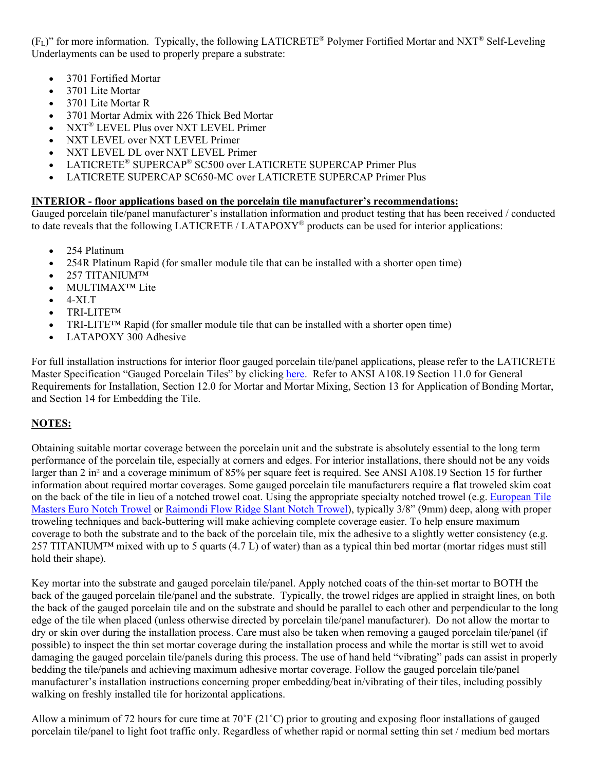($F_L$)" for more information. Typically, the following LATICRETE® Polymer Fortified Mortar and NXT® Self-Leveling Underlayments can be used to properly prepare a substrate:

- 3701 Fortified Mortar
- 3701 Lite Mortar
- 3701 Lite Mortar R
- 3701 Mortar Admix with 226 Thick Bed Mortar
- NXT® LEVEL Plus over NXT LEVEL Primer
- NXT LEVEL over NXT LEVEL Primer
- NXT LEVEL DL over NXT LEVEL Primer
- LATICRETE® SUPERCAP® SC500 over LATICRETE SUPERCAP Primer Plus
- LATICRETE SUPERCAP SC650-MC over LATICRETE SUPERCAP Primer Plus

**INTERIOR - floor applications based on the porcelain tile manufacturer's recommendations:**

Gauged porcelain tile/panel manufacturer's installation information and product testing that has been received / conducted to date reveals that the following LATICRETE / LATAPOXY® products can be used for interior applications:

- 254 Platinum
- 254R Platinum Rapid (for smaller module tile that can be installed with a shorter open time)
- 257 TITANIUM™
- MULTIMAX™ Lite
- 4-XLT
- TRI-LITE™
- TRI-LITE™ Rapid (for smaller module tile that can be installed with a shorter open time)
- LATAPOXY 300 Adhesive

For full installation instructions for interior floor gauged porcelain tile/panel applications, please refer to the LATICRETE Master Specification "Gauged Porcelain Tiles" by clicking here. Refer to ANSI A108.19 Section 11.0 for General Requirements for Installation, Section 12.0 for Mortar and Mortar Mixing, Section 13 for Application of Bonding Mortar, and Section 14 for Embedding the Tile.

**NOTES:**

Obtaining suitable mortar coverage between the porcelain unit and the substrate is absolutely essential to the long term performance of the porcelain tile, especially at corners and edges. For interior installations, there should not be any voids larger than 2 in² and a coverage minimum of 85% per square feet is required. See ANSI A108.19 Section 15 for further information about required mortar coverages. Some gauged porcelain tile manufacturers require a flat troweled skim coat on the back of the tile in lieu of a notched trowel coat. Using the appropriate specialty notched trowel (e.g. European Tile Masters Euro Notch Trowel or Raimondi Flow Ridge Slant Notch Trowel), typically 3/8" (9mm) deep, along with proper troweling techniques and back-buttering will make achieving complete coverage easier. To help ensure maximum coverage to both the substrate and to the back of the porcelain tile, mix the adhesive to a slightly wetter consistency (e.g. 257 TITANIUM™ mixed with up to 5 quarts (4.7 L) of water) than as a typical thin bed mortar (mortar ridges must still hold their shape).

Key mortar into the substrate and gauged porcelain tile/panel. Apply notched coats of the thin-set mortar to BOTH the back of the gauged porcelain tile/panel and the substrate. Typically, the trowel ridges are applied in straight lines, on both the back of the gauged porcelain tile and on the substrate and should be parallel to each other and perpendicular to the long edge of the tile when placed (unless otherwise directed by porcelain tile/panel manufacturer). Do not allow the mortar to dry or skin over during the installation process. Care must also be taken when removing a gauged porcelain tile/panel (if possible) to inspect the thin set mortar coverage during the installation process and while the mortar is still wet to avoid damaging the gauged porcelain tile/panels during this process. The use of hand held "vibrating" pads can assist in properly bedding the tile/panels and achieving maximum adhesive mortar coverage. Follow the gauged porcelain tile/panel manufacturer's installation instructions concerning proper embedding/beat in/vibrating of their tiles, including possibly walking on freshly installed tile for horizontal applications.

Allow a minimum of 72 hours for cure time at 70˚F (21˚C) prior to grouting and exposing floor installations of gauged porcelain tile/panel to light foot traffic only. Regardless of whether rapid or normal setting thin set / medium bed mortars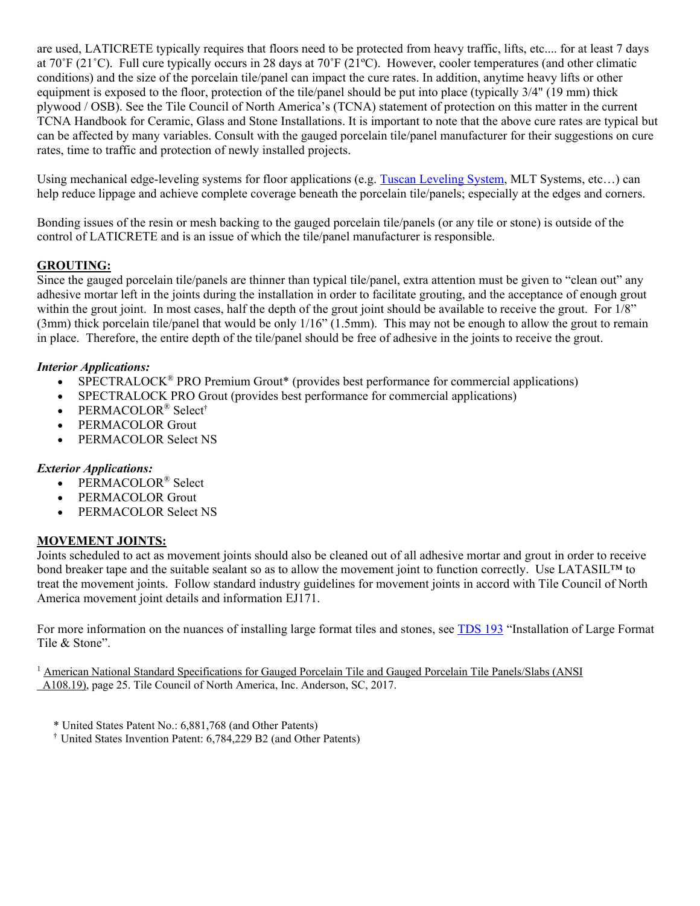are used, LATICRETE typically requires that floors need to be protected from heavy traffic, lifts, etc.... for at least 7 days at 70˚F (21˚C). Full cure typically occurs in 28 days at 70˚F (21ºC). However, cooler temperatures (and other climatic conditions) and the size of the porcelain tile/panel can impact the cure rates. In addition, anytime heavy lifts or other equipment is exposed to the floor, protection of the tile/panel should be put into place (typically 3/4" (19 mm) thick plywood / OSB). See the Tile Council of North America's (TCNA) statement of protection on this matter in the current TCNA Handbook for Ceramic, Glass and Stone Installations. It is important to note that the above cure rates are typical but can be affected by many variables. Consult with the gauged porcelain tile/panel manufacturer for their suggestions on cure rates, time to traffic and protection of newly installed projects.

Using mechanical edge-leveling systems for floor applications (e.g. Tuscan Leveling System, MLT Systems, etc…) can help reduce lippage and achieve complete coverage beneath the porcelain tile/panels; especially at the edges and corners.

Bonding issues of the resin or mesh backing to the gauged porcelain tile/panels (or any tile or stone) is outside of the control of LATICRETE and is an issue of which the tile/panel manufacturer is responsible.

## GROUTING:

Since the gauged porcelain tile/panels are thinner than typical tile/panel, extra attention must be given to "clean out" any adhesive mortar left in the joints during the installation in order to facilitate grouting, and the acceptance of enough grout within the grout joint. In most cases, half the depth of the grout joint should be available to receive the grout. For 1/8" (3mm) thick porcelain tile/panel that would be only 1/16" (1.5mm). This may not be enough to allow the grout to remain in place. Therefore, the entire depth of the tile/panel should be free of adhesive in the joints to receive the grout.

***Interior Applications:***

- SPECTRALOCK® PRO Premium Grout* (provides best performance for commercial applications)
- SPECTRALOCK PRO Grout (provides best performance for commercial applications)
- PERMACOLOR® Select†
- PERMACOLOR Grout
- PERMACOLOR Select NS

***Exterior Applications:***

- PERMACOLOR® Select
- PERMACOLOR Grout
- PERMACOLOR Select NS

## MOVEMENT JOINTS:

Joints scheduled to act as movement joints should also be cleaned out of all adhesive mortar and grout in order to receive bond breaker tape and the suitable sealant so as to allow the movement joint to function correctly. Use LATASIL™ to treat the movement joints. Follow standard industry guidelines for movement joints in accord with Tile Council of North America movement joint details and information EJ171.

For more information on the nuances of installing large format tiles and stones, see TDS 193 "Installation of Large Format Tile & Stone".

[1] American National Standard Specifications for Gauged Porcelain Tile and Gauged Porcelain Tile Panels/Slabs (ANSI A108.19), page 25. Tile Council of North America, Inc. Anderson, SC, 2017.

\* United States Patent No.: 6,881,768 (and Other Patents)

† United States Invention Patent: 6,784,229 B2 (and Other Patents)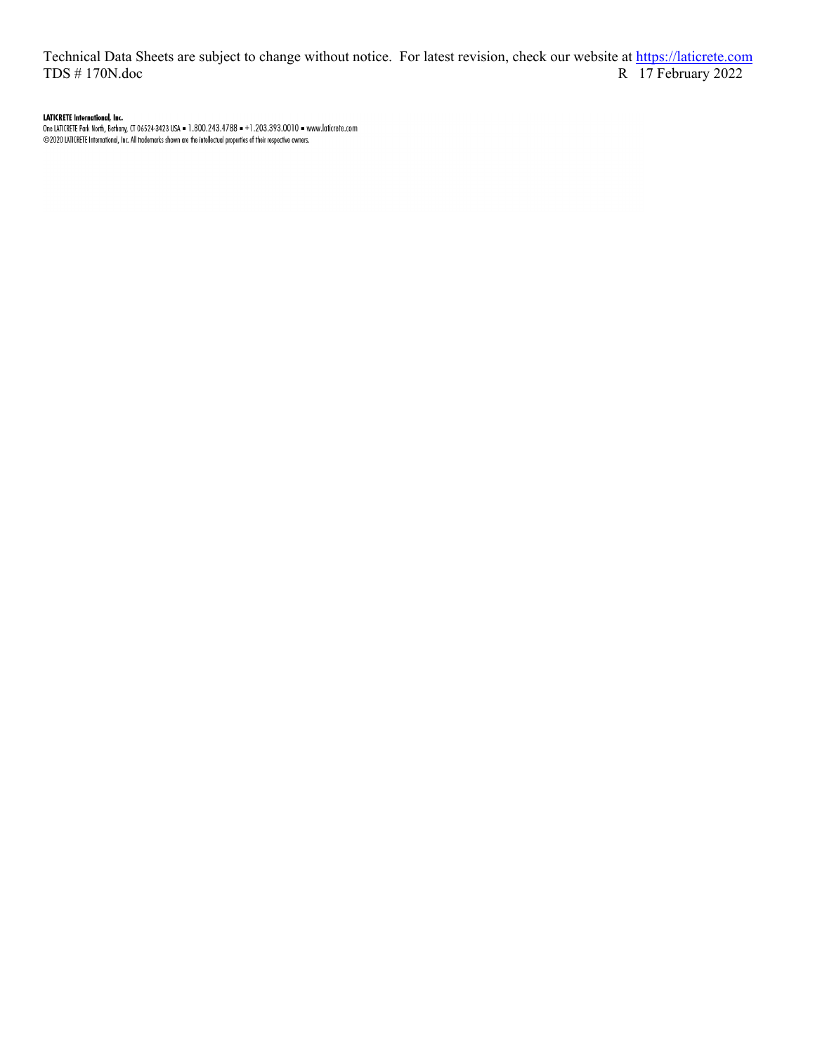Technical Data Sheets are subject to change without notice. For latest revision, check our website at [https://laticrete.com](https://laticrete.com)
TDS # 170N.doc R 17 February 2022

**LATICRETE International, Inc.**
One LATICRETE Park North, Bethany, CT 06524-3423 USA ▪ 1.800.243.4788 ▪ +1.203.393.0010 ▪ www.laticrete.com
©2020 LATICRETE International, Inc. All trademarks shown are the intellectual properties of their respective owners.